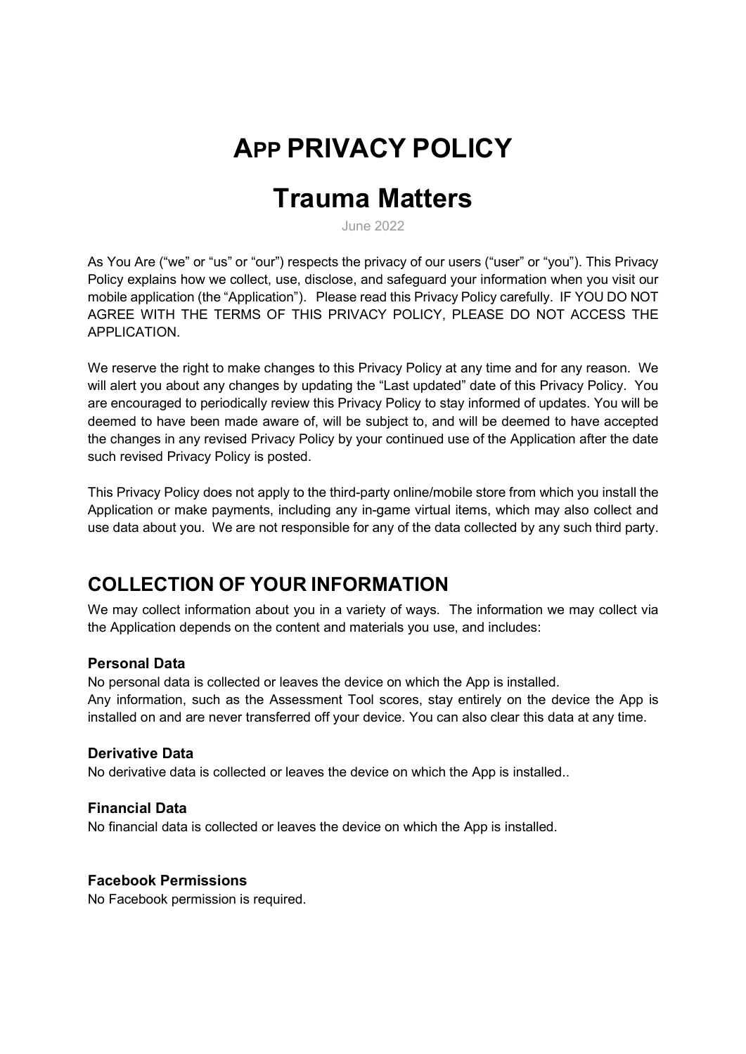# App PRIVACY POLICY

# Trauma Matters

June 2022

As You Are ("we" or "us" or "our") respects the privacy of our users ("user" or "you"). This Privacy Policy explains how we collect, use, disclose, and safeguard your information when you visit our mobile application (the "Application"). Please read this Privacy Policy carefully. IF YOU DO NOT AGREE WITH THE TERMS OF THIS PRIVACY POLICY, PLEASE DO NOT ACCESS THE APPLICATION.

We reserve the right to make changes to this Privacy Policy at any time and for any reason. We will alert you about any changes by updating the "Last updated" date of this Privacy Policy. You are encouraged to periodically review this Privacy Policy to stay informed of updates. You will be deemed to have been made aware of, will be subject to, and will be deemed to have accepted the changes in any revised Privacy Policy by your continued use of the Application after the date such revised Privacy Policy is posted.

This Privacy Policy does not apply to the third-party online/mobile store from which you install the Application or make payments, including any in-game virtual items, which may also collect and use data about you. We are not responsible for any of the data collected by any such third party.

## COLLECTION OF YOUR INFORMATION

We may collect information about you in a variety of ways. The information we may collect via the Application depends on the content and materials you use, and includes:

### Personal Data

No personal data is collected or leaves the device on which the App is installed.
Any information, such as the Assessment Tool scores, stay entirely on the device the App is installed on and are never transferred off your device. You can also clear this data at any time.

### Derivative Data

No derivative data is collected or leaves the device on which the App is installed..

### Financial Data

No financial data is collected or leaves the device on which the App is installed.

### Facebook Permissions

No Facebook permission is required.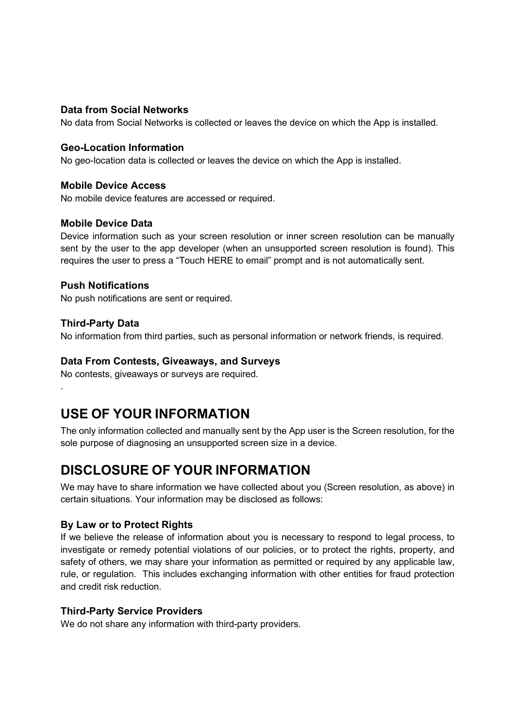### Data from Social Networks

No data from Social Networks is collected or leaves the device on which the App is installed.

### Geo-Location Information

No geo-location data is collected or leaves the device on which the App is installed.

### Mobile Device Access

No mobile device features are accessed or required.

### Mobile Device Data

Device information such as your screen resolution or inner screen resolution can be manually sent by the user to the app developer (when an unsupported screen resolution is found). This requires the user to press a “Touch HERE to email” prompt and is not automatically sent.

### Push Notifications

No push notifications are sent or required.

### Third-Party Data

No information from third parties, such as personal information or network friends, is required.

### Data From Contests, Giveaways, and Surveys

No contests, giveaways or surveys are required.

.

## USE OF YOUR INFORMATION

The only information collected and manually sent by the App user is the Screen resolution, for the sole purpose of diagnosing an unsupported screen size in a device.

## DISCLOSURE OF YOUR INFORMATION

We may have to share information we have collected about you (Screen resolution, as above) in certain situations. Your information may be disclosed as follows:

### By Law or to Protect Rights

If we believe the release of information about you is necessary to respond to legal process, to investigate or remedy potential violations of our policies, or to protect the rights, property, and safety of others, we may share your information as permitted or required by any applicable law, rule, or regulation. This includes exchanging information with other entities for fraud protection and credit risk reduction.

### Third-Party Service Providers

We do not share any information with third-party providers.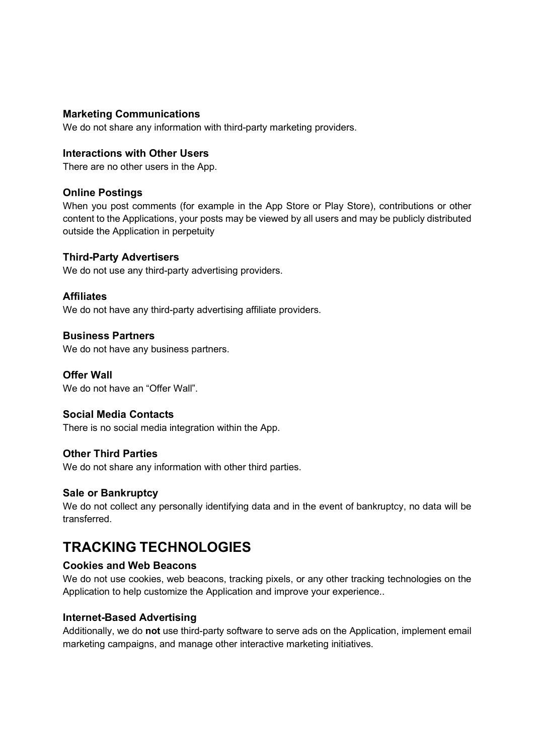### Marketing Communications

We do not share any information with third-party marketing providers.

### Interactions with Other Users

There are no other users in the App.

### Online Postings

When you post comments (for example in the App Store or Play Store), contributions or other content to the Applications, your posts may be viewed by all users and may be publicly distributed outside the Application in perpetuity

### Third-Party Advertisers

We do not use any third-party advertising providers.

### Affiliates

We do not have any third-party advertising affiliate providers.

### Business Partners

We do not have any business partners.

### Offer Wall

We do not have an “Offer Wall”.

### Social Media Contacts

There is no social media integration within the App.

### Other Third Parties

We do not share any information with other third parties.

### Sale or Bankruptcy

We do not collect any personally identifying data and in the event of bankruptcy, no data will be transferred.

## TRACKING TECHNOLOGIES

### Cookies and Web Beacons

We do not use cookies, web beacons, tracking pixels, or any other tracking technologies on the Application to help customize the Application and improve your experience..

### Internet-Based Advertising

Additionally, we do **not** use third-party software to serve ads on the Application, implement email marketing campaigns, and manage other interactive marketing initiatives.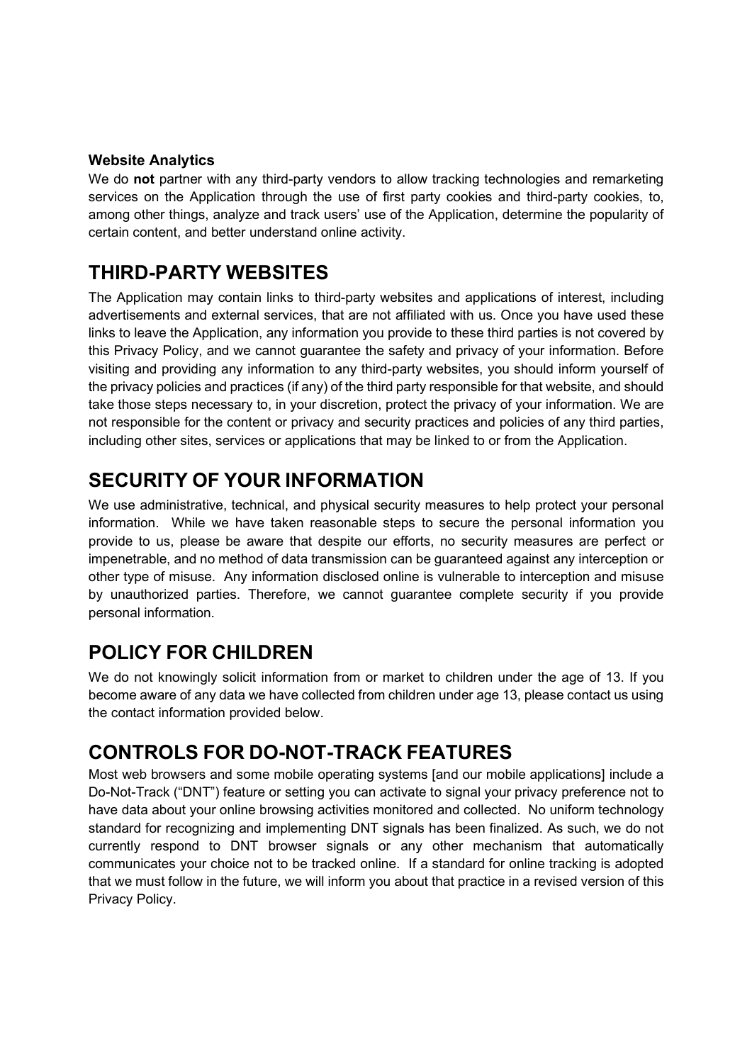### Website Analytics

We do **not** partner with any third-party vendors to allow tracking technologies and remarketing services on the Application through the use of first party cookies and third-party cookies, to, among other things, analyze and track users' use of the Application, determine the popularity of certain content, and better understand online activity.

## THIRD-PARTY WEBSITES

The Application may contain links to third-party websites and applications of interest, including advertisements and external services, that are not affiliated with us. Once you have used these links to leave the Application, any information you provide to these third parties is not covered by this Privacy Policy, and we cannot guarantee the safety and privacy of your information. Before visiting and providing any information to any third-party websites, you should inform yourself of the privacy policies and practices (if any) of the third party responsible for that website, and should take those steps necessary to, in your discretion, protect the privacy of your information. We are not responsible for the content or privacy and security practices and policies of any third parties, including other sites, services or applications that may be linked to or from the Application.

## SECURITY OF YOUR INFORMATION

We use administrative, technical, and physical security measures to help protect your personal information. While we have taken reasonable steps to secure the personal information you provide to us, please be aware that despite our efforts, no security measures are perfect or impenetrable, and no method of data transmission can be guaranteed against any interception or other type of misuse. Any information disclosed online is vulnerable to interception and misuse by unauthorized parties. Therefore, we cannot guarantee complete security if you provide personal information.

## POLICY FOR CHILDREN

We do not knowingly solicit information from or market to children under the age of 13. If you become aware of any data we have collected from children under age 13, please contact us using the contact information provided below.

## CONTROLS FOR DO-NOT-TRACK FEATURES

Most web browsers and some mobile operating systems [and our mobile applications] include a Do-Not-Track ("DNT") feature or setting you can activate to signal your privacy preference not to have data about your online browsing activities monitored and collected. No uniform technology standard for recognizing and implementing DNT signals has been finalized. As such, we do not currently respond to DNT browser signals or any other mechanism that automatically communicates your choice not to be tracked online. If a standard for online tracking is adopted that we must follow in the future, we will inform you about that practice in a revised version of this Privacy Policy.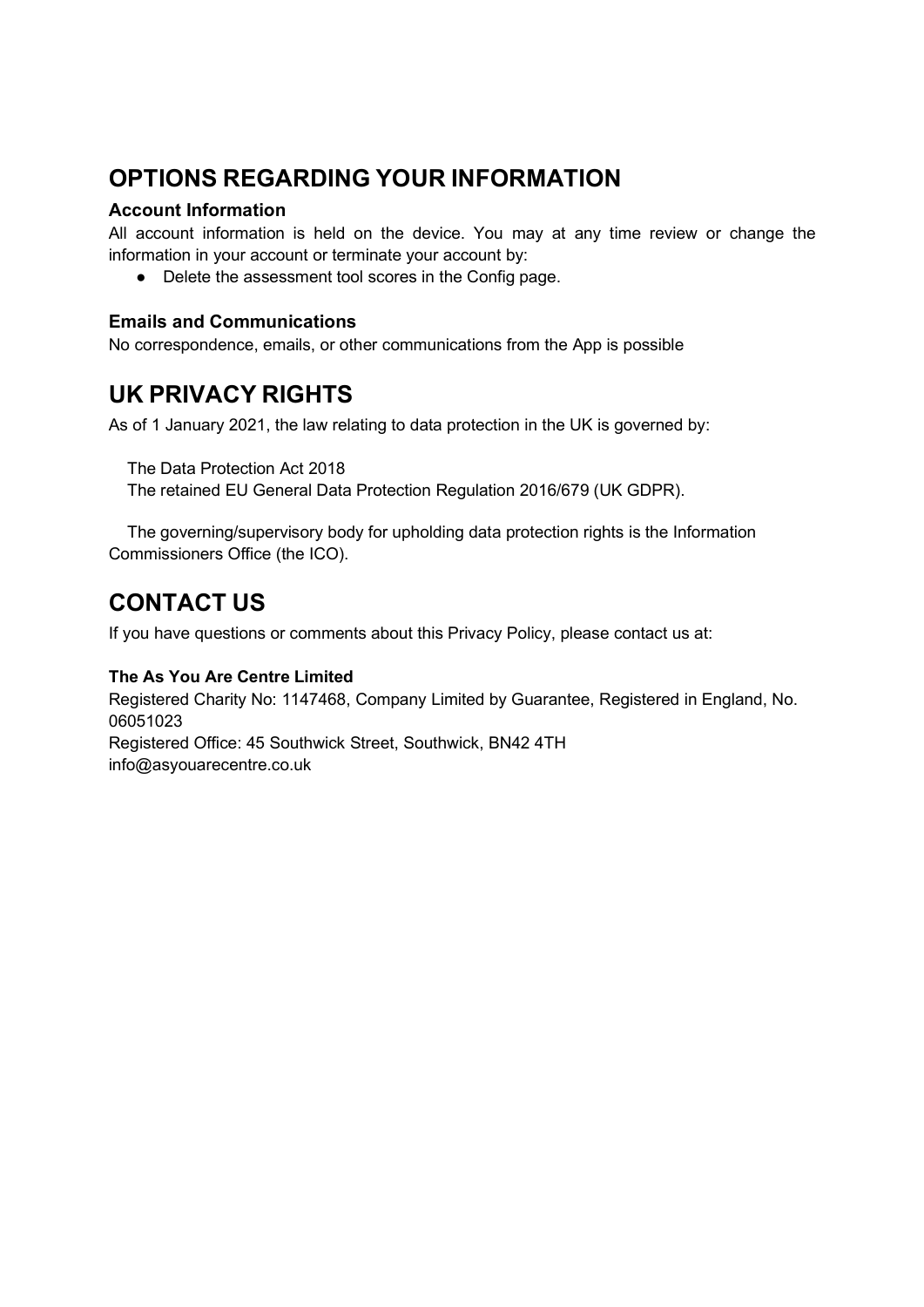## OPTIONS REGARDING YOUR INFORMATION

### Account Information

All account information is held on the device. You may at any time review or change the information in your account or terminate your account by:

- Delete the assessment tool scores in the Config page.

### Emails and Communications

No correspondence, emails, or other communications from the App is possible

## UK PRIVACY RIGHTS

As of 1 January 2021, the law relating to data protection in the UK is governed by:

The Data Protection Act 2018
The retained EU General Data Protection Regulation 2016/679 (UK GDPR).

The governing/supervisory body for upholding data protection rights is the Information Commissioners Office (the ICO).

## CONTACT US

If you have questions or comments about this Privacy Policy, please contact us at:

**The As You Are Centre Limited**
Registered Charity No: 1147468, Company Limited by Guarantee, Registered in England, No. 06051023
Registered Office: 45 Southwick Street, Southwick, BN42 4TH
info@asyouarecentre.co.uk